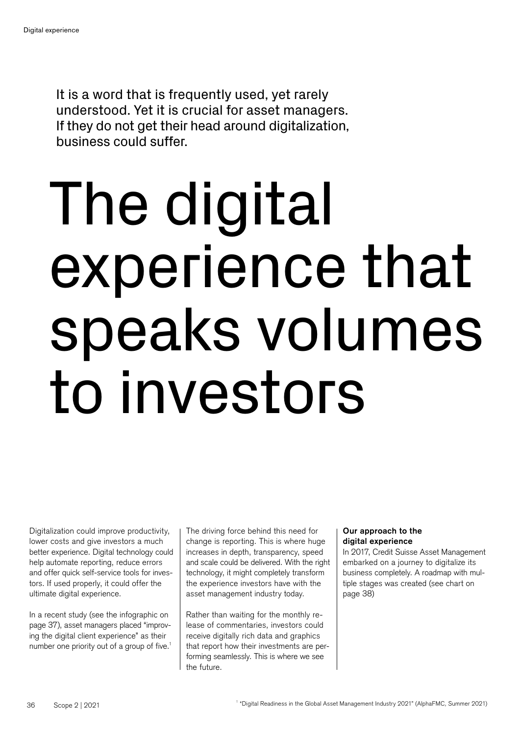It is a word that is frequently used, yet rarely understood. Yet it is crucial for asset managers. If they do not get their head around digitalization, business could suffer.

# The digital experience that speaks volumes to investors

Digitalization could improve productivity, lower costs and give investors a much better experience. Digital technology could help automate reporting, reduce errors and offer quick self-service tools for investors. If used properly, it could offer the ultimate digital experience.

In a recent study (see the infographic on page 37), asset managers placed "improving the digital client experience" as their number one priority out of a group of five.[1]

The driving force behind this need for change is reporting. This is where huge increases in depth, transparency, speed and scale could be delivered. With the right technology, it might completely transform the experience investors have with the asset management industry today.

Rather than waiting for the monthly release of commentaries, investors could receive digitally rich data and graphics that report how their investments are performing seamlessly. This is where we see the future.

**Our approach to the digital experience**

In 2017, Credit Suisse Asset Management embarked on a journey to digitalize its business completely. A roadmap with multiple stages was created (see chart on page 38)

[1] "Digital Readiness in the Global Asset Management Industry 2021" (AlphaFMC, Summer 2021)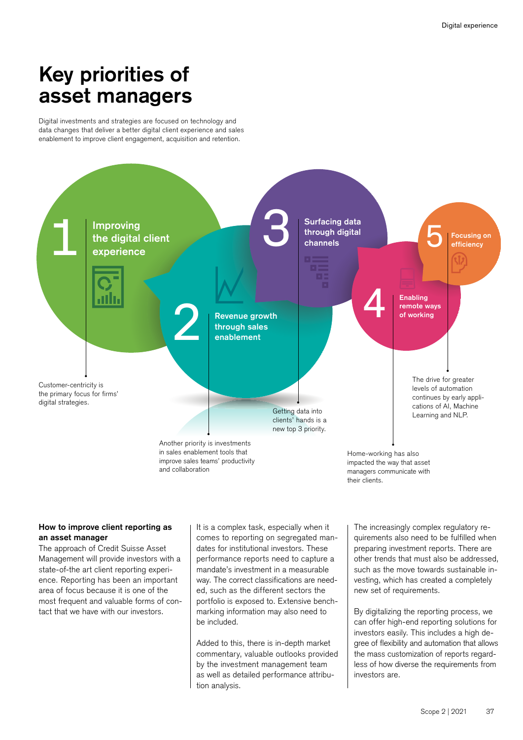# Key priorities of asset managers

Digital investments and strategies are focused on technology and data changes that deliver a better digital client experience and sales enablement to improve client engagement, acquisition and retention.

**1 Improving the digital client experience**

Customer-centricity is the primary focus for firms' digital strategies.

**2 Revenue growth through sales enablement**

Another priority is investments in sales enablement tools that improve sales teams' productivity and collaboration

**3 Surfacing data through digital channels**

Getting data into clients' hands is a new top 3 priority.

**4 Enabling remote ways of working**

Home-working has also impacted the way that asset managers communicate with their clients.

**5 Focusing on efficiency**

The drive for greater levels of automation continues by early applications of AI, Machine Learning and NLP.

**How to improve client reporting as an asset manager**

The approach of Credit Suisse Asset Management will provide investors with a state-of-the art client reporting experience. Reporting has been an important area of focus because it is one of the most frequent and valuable forms of contact that we have with our investors.

It is a complex task, especially when it comes to reporting on segregated mandates for institutional investors. These performance reports need to capture a mandate's investment in a measurable way. The correct classifications are needed, such as the different sectors the portfolio is exposed to. Extensive benchmarking information may also need to be included.

Added to this, there is in-depth market commentary, valuable outlooks provided by the investment management team as well as detailed performance attribution analysis.

The increasingly complex regulatory requirements also need to be fulfilled when preparing investment reports. There are other trends that must also be addressed, such as the move towards sustainable investing, which has created a completely new set of requirements.

By digitalizing the reporting process, we can offer high-end reporting solutions for investors easily. This includes a high degree of flexibility and automation that allows the mass customization of reports regardless of how diverse the requirements from investors are.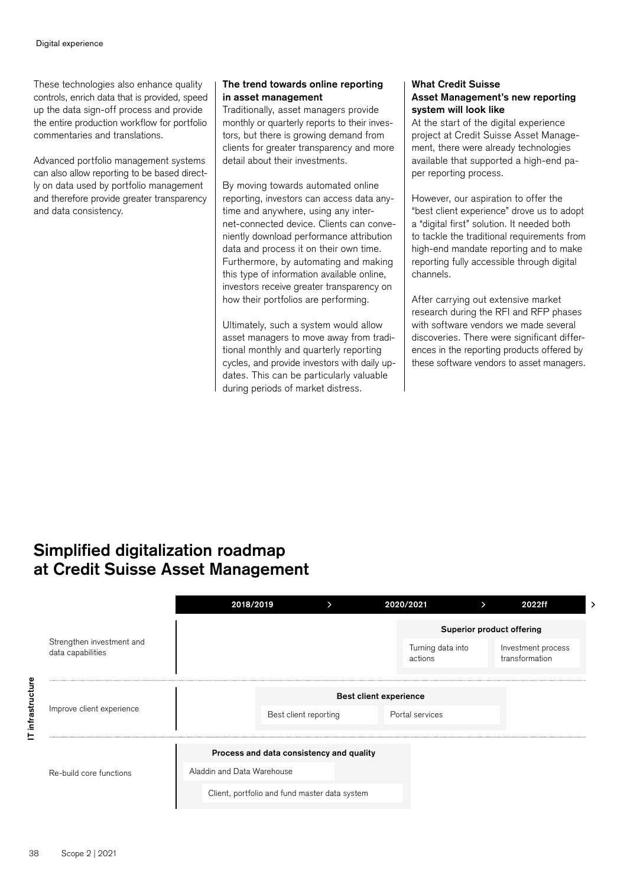These technologies also enhance quality controls, enrich data that is provided, speed up the data sign-off process and provide the entire production workflow for portfolio commentaries and translations.

Advanced portfolio management systems can also allow reporting to be based directly on data used by portfolio management and therefore provide greater transparency and data consistency.

**The trend towards online reporting in asset management**

Traditionally, asset managers provide monthly or quarterly reports to their investors, but there is growing demand from clients for greater transparency and more detail about their investments.

By moving towards automated online reporting, investors can access data anytime and anywhere, using any internet-connected device. Clients can conveniently download performance attribution data and process it on their own time. Furthermore, by automating and making this type of information available online, investors receive greater transparency on how their portfolios are performing.

Ultimately, such a system would allow asset managers to move away from traditional monthly and quarterly reporting cycles, and provide investors with daily updates. This can be particularly valuable during periods of market distress.

**What Credit Suisse Asset Management's new reporting system will look like**

At the start of the digital experience project at Credit Suisse Asset Management, there were already technologies available that supported a high-end paper reporting process.

However, our aspiration to offer the "best client experience" drove us to adopt a "digital first" solution. It needed both to tackle the traditional requirements from high-end mandate reporting and to make reporting fully accessible through digital channels.

After carrying out extensive market research during the RFI and RFP phases with software vendors we made several discoveries. There were significant differences in the reporting products offered by these software vendors to asset managers.

## Simplified digitalization roadmap at Credit Suisse Asset Management

| IT infrastructure | 2018/2019 | 2020/2021 | 2022ff |
|---|---|---|---|
| Strengthen investment and data capabilities | | **Superior product offering**: Turning data into actions | Investment process transformation |
| Improve client experience | **Best client experience**: Best client reporting | Portal services | |
| Re-build core functions | **Process and data consistency and quality**: Aladdin and Data Warehouse; Client, portfolio and fund master data system | | |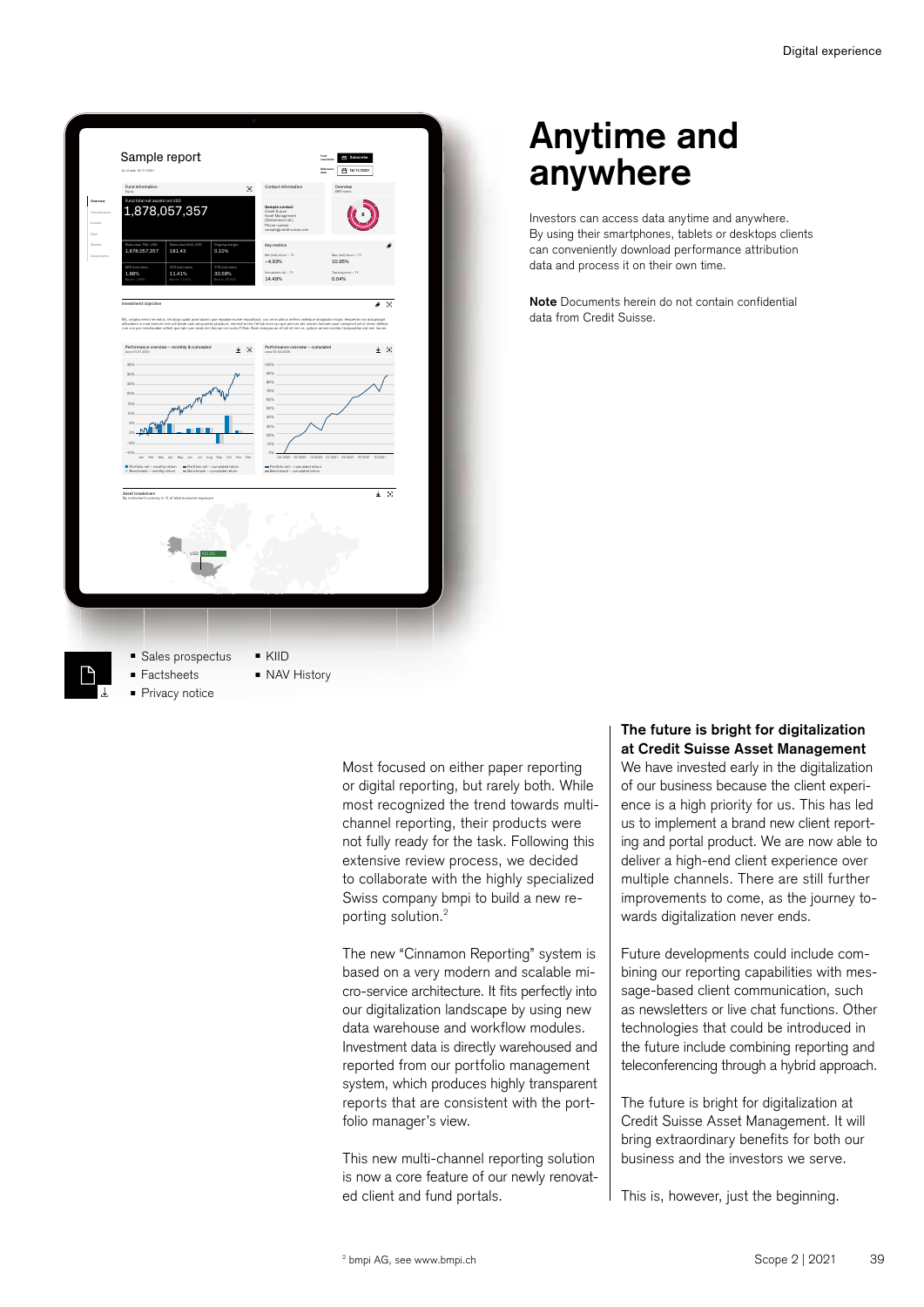# Anytime and anywhere

Investors can access data anytime and anywhere. By using their smartphones, tablets or desktops clients can conveniently download performance attribution data and process it on their own time.

**Note** Documents herein do not contain confidential data from Credit Suisse.

- Sales prospectus
- Factsheets
- Privacy notice
- KIID
- NAV History

Most focused on either paper reporting or digital reporting, but rarely both. While most recognized the trend towards multi-channel reporting, their products were not fully ready for the task. Following this extensive review process, we decided to collaborate with the highly specialized Swiss company bmpi to build a new reporting solution.[2]

The new "Cinnamon Reporting" system is based on a very modern and scalable micro-service architecture. It fits perfectly into our digitalization landscape by using new data warehouse and workflow modules. Investment data is directly warehoused and reported from our portfolio management system, which produces highly transparent reports that are consistent with the portfolio manager's view.

This new multi-channel reporting solution is now a core feature of our newly renovated client and fund portals.

## The future is bright for digitalization at Credit Suisse Asset Management

We have invested early in the digitalization of our business because the client experience is a high priority for us. This has led us to implement a brand new client reporting and portal product. We are now able to deliver a high-end client experience over multiple channels. There are still further improvements to come, as the journey towards digitalization never ends.

Future developments could include combining our reporting capabilities with message-based client communication, such as newsletters or live chat functions. Other technologies that could be introduced in the future include combining reporting and teleconferencing through a hybrid approach.

The future is bright for digitalization at Credit Suisse Asset Management. It will bring extraordinary benefits for both our business and the investors we serve.

This is, however, just the beginning.

[2] bmpi AG, see www.bmpi.ch